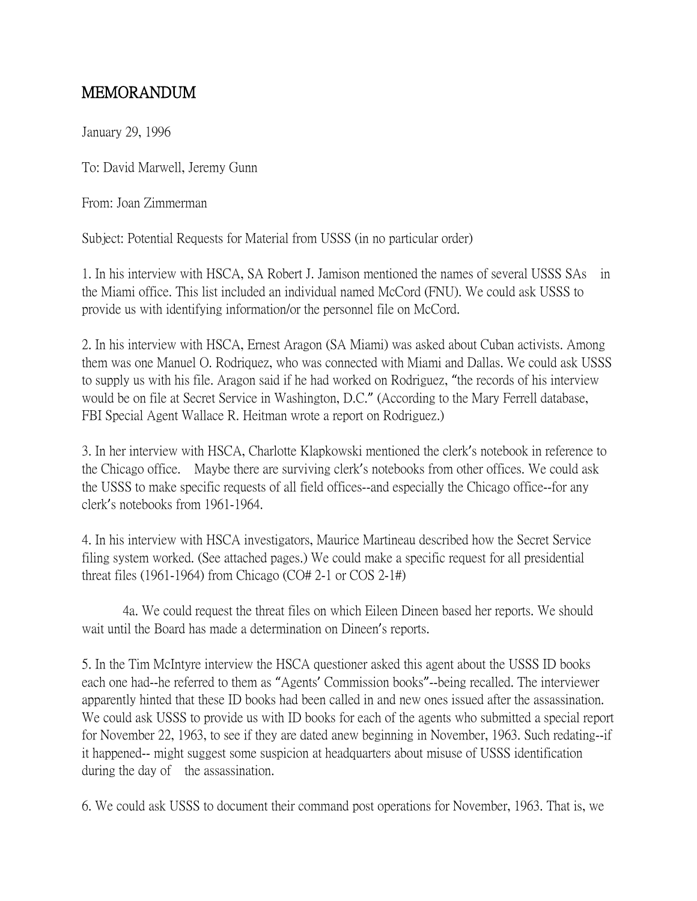# MEMORANDUM

January 29, 1996

To: David Marwell, Jeremy Gunn

From: Joan Zimmerman

Subject: Potential Requests for Material from USSS (in no particular order)

1. In his interview with HSCA, SA Robert J. Jamison mentioned the names of several USSS SAs in the Miami office. This list included an individual named McCord (FNU). We could ask USSS to provide us with identifying information/or the personnel file on McCord.

2. In his interview with HSCA, Ernest Aragon (SA Miami) was asked about Cuban activists. Among them was one Manuel O. Rodriquez, who was connected with Miami and Dallas. We could ask USSS to supply us with his file. Aragon said if he had worked on Rodriguez, "the records of his interview would be on file at Secret Service in Washington, D.C." (According to the Mary Ferrell database, FBI Special Agent Wallace R. Heitman wrote a report on Rodriguez.)

3. In her interview with HSCA, Charlotte Klapkowski mentioned the clerk's notebook in reference to the Chicago office. Maybe there are surviving clerk's notebooks from other offices. We could ask the USSS to make specific requests of all field offices--and especially the Chicago office--for any clerk's notebooks from 1961-1964.

4. In his interview with HSCA investigators, Maurice Martineau described how the Secret Service filing system worked. (See attached pages.) We could make a specific request for all presidential threat files (1961-1964) from Chicago (CO# 2-1 or COS 2-1#)

    4a. We could request the threat files on which Eileen Dineen based her reports. We should wait until the Board has made a determination on Dineen's reports.

5. In the Tim McIntyre interview the HSCA questioner asked this agent about the USSS ID books each one had--he referred to them as "Agents' Commission books"--being recalled. The interviewer apparently hinted that these ID books had been called in and new ones issued after the assassination. We could ask USSS to provide us with ID books for each of the agents who submitted a special report for November 22, 1963, to see if they are dated anew beginning in November, 1963. Such redating--if it happened-- might suggest some suspicion at headquarters about misuse of USSS identification during the day of the assassination.

6. We could ask USSS to document their command post operations for November, 1963. That is, we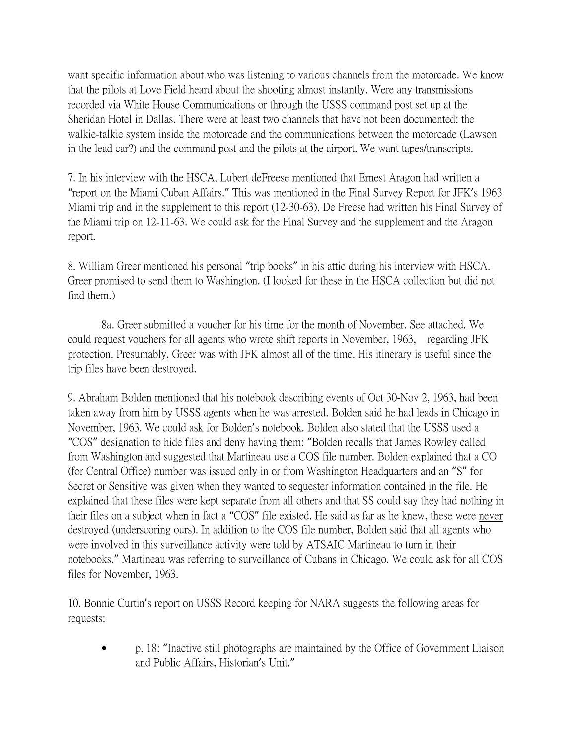want specific information about who was listening to various channels from the motorcade. We know that the pilots at Love Field heard about the shooting almost instantly. Were any transmissions recorded via White House Communications or through the USSS command post set up at the Sheridan Hotel in Dallas. There were at least two channels that have not been documented: the walkie-talkie system inside the motorcade and the communications between the motorcade (Lawson in the lead car?) and the command post and the pilots at the airport. We want tapes/transcripts.

7. In his interview with the HSCA, Lubert deFreese mentioned that Ernest Aragon had written a "report on the Miami Cuban Affairs." This was mentioned in the Final Survey Report for JFK's 1963 Miami trip and in the supplement to this report (12-30-63). De Freese had written his Final Survey of the Miami trip on 12-11-63. We could ask for the Final Survey and the supplement and the Aragon report.

8. William Greer mentioned his personal "trip books" in his attic during his interview with HSCA. Greer promised to send them to Washington. (I looked for these in the HSCA collection but did not find them.)

8a. Greer submitted a voucher for his time for the month of November. See attached. We could request vouchers for all agents who wrote shift reports in November, 1963, regarding JFK protection. Presumably, Greer was with JFK almost all of the time. His itinerary is useful since the trip files have been destroyed.

9. Abraham Bolden mentioned that his notebook describing events of Oct 30-Nov 2, 1963, had been taken away from him by USSS agents when he was arrested. Bolden said he had leads in Chicago in November, 1963. We could ask for Bolden's notebook. Bolden also stated that the USSS used a "COS" designation to hide files and deny having them: "Bolden recalls that James Rowley called from Washington and suggested that Martineau use a COS file number. Bolden explained that a CO (for Central Office) number was issued only in or from Washington Headquarters and an "S" for Secret or Sensitive was given when they wanted to sequester information contained in the file. He explained that these files were kept separate from all others and that SS could say they had nothing in their files on a subject when in fact a "COS" file existed. He said as far as he knew, these were <u>never</u> destroyed (underscoring ours). In addition to the COS file number, Bolden said that all agents who were involved in this surveillance activity were told by ATSAIC Martineau to turn in their notebooks." Martineau was referring to surveillance of Cubans in Chicago. We could ask for all COS files for November, 1963.

10. Bonnie Curtin's report on USSS Record keeping for NARA suggests the following areas for requests:

- p. 18: "Inactive still photographs are maintained by the Office of Government Liaison and Public Affairs, Historian's Unit."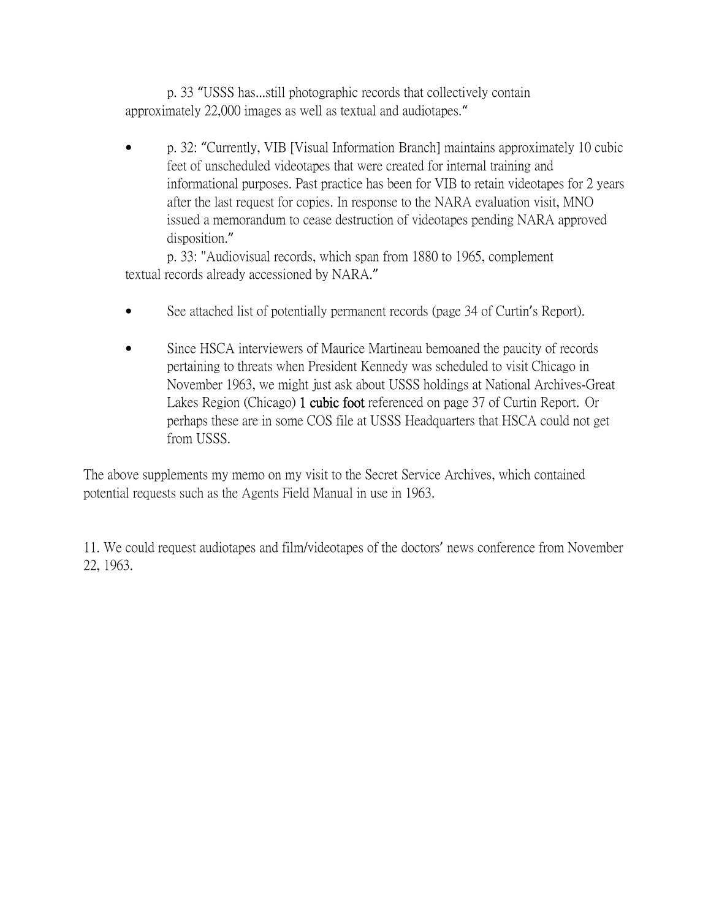p. 33 "USSS has...still photographic records that collectively contain approximately 22,000 images as well as textual and audiotapes."

- p. 32: "Currently, VIB [Visual Information Branch] maintains approximately 10 cubic feet of unscheduled videotapes that were created for internal training and informational purposes. Past practice has been for VIB to retain videotapes for 2 years after the last request for copies. In response to the NARA evaluation visit, MNO issued a memorandum to cease destruction of videotapes pending NARA approved disposition."

p. 33: "Audiovisual records, which span from 1880 to 1965, complement textual records already accessioned by NARA."

- See attached list of potentially permanent records (page 34 of Curtin's Report).

- Since HSCA interviewers of Maurice Martineau bemoaned the paucity of records pertaining to threats when President Kennedy was scheduled to visit Chicago in November 1963, we might just ask about USSS holdings at National Archives-Great Lakes Region (Chicago) **1 cubic foot** referenced on page 37 of Curtin Report. Or perhaps these are in some COS file at USSS Headquarters that HSCA could not get from USSS.

The above supplements my memo on my visit to the Secret Service Archives, which contained potential requests such as the Agents Field Manual in use in 1963.

11. We could request audiotapes and film/videotapes of the doctors' news conference from November 22, 1963.